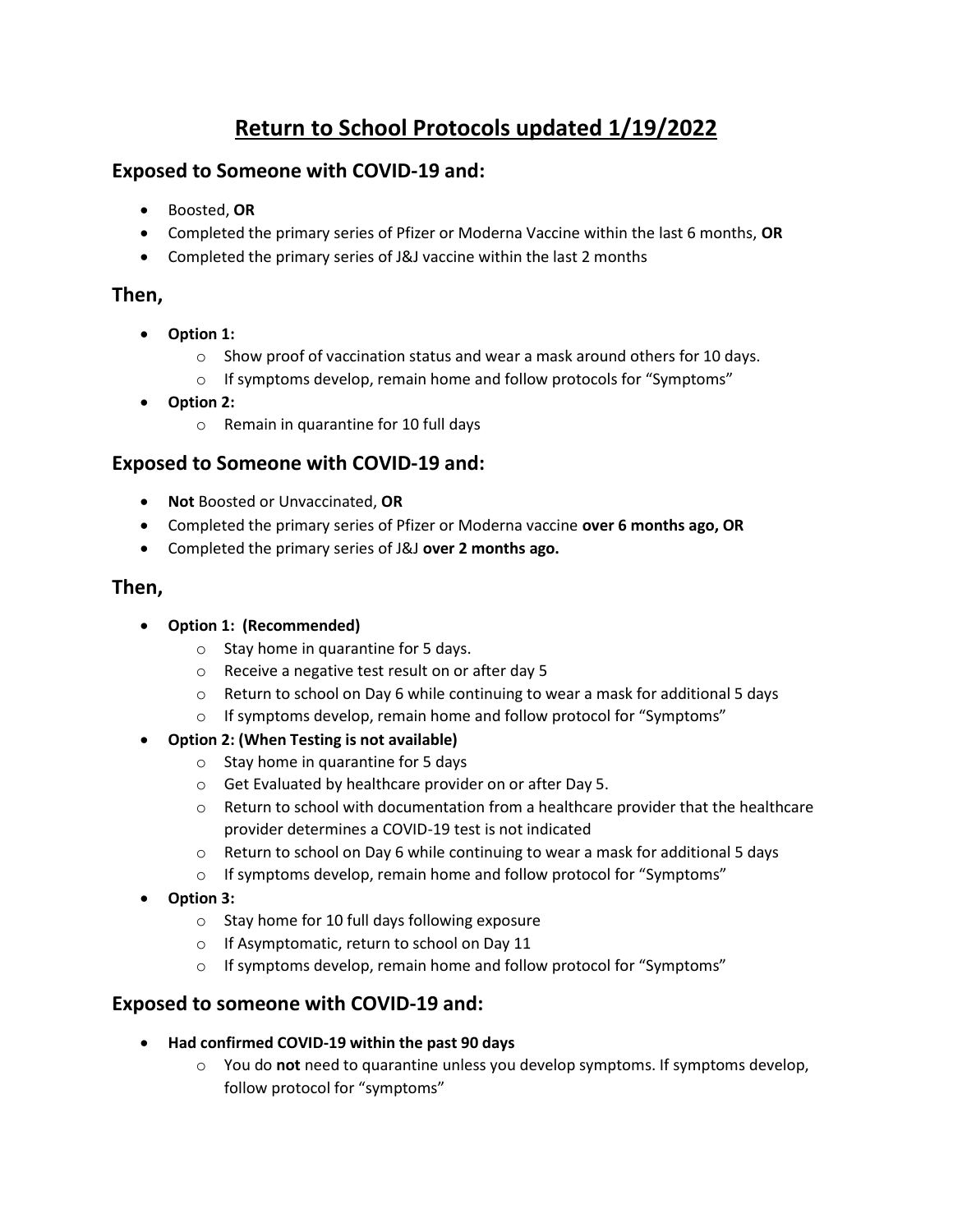# Return to School Protocols updated 1/19/2022

## Exposed to Someone with COVID-19 and:

- Boosted, **OR**
- Completed the primary series of Pfizer or Moderna Vaccine within the last 6 months, **OR**
- Completed the primary series of J&J vaccine within the last 2 months

## Then,

- **Option 1:**
  - Show proof of vaccination status and wear a mask around others for 10 days.
  - If symptoms develop, remain home and follow protocols for "Symptoms"
- **Option 2:**
  - Remain in quarantine for 10 full days

## Exposed to Someone with COVID-19 and:

- **Not** Boosted or Unvaccinated, **OR**
- Completed the primary series of Pfizer or Moderna vaccine **over 6 months ago, OR**
- Completed the primary series of J&J **over 2 months ago.**

## Then,

- **Option 1: (Recommended)**
  - Stay home in quarantine for 5 days.
  - Receive a negative test result on or after day 5
  - Return to school on Day 6 while continuing to wear a mask for additional 5 days
  - If symptoms develop, remain home and follow protocol for "Symptoms"
- **Option 2: (When Testing is not available)**
  - Stay home in quarantine for 5 days
  - Get Evaluated by healthcare provider on or after Day 5.
  - Return to school with documentation from a healthcare provider that the healthcare provider determines a COVID-19 test is not indicated
  - Return to school on Day 6 while continuing to wear a mask for additional 5 days
  - If symptoms develop, remain home and follow protocol for "Symptoms"
- **Option 3:**
  - Stay home for 10 full days following exposure
  - If Asymptomatic, return to school on Day 11
  - If symptoms develop, remain home and follow protocol for "Symptoms"

## Exposed to someone with COVID-19 and:

- **Had confirmed COVID-19 within the past 90 days**
  - You do **not** need to quarantine unless you develop symptoms. If symptoms develop, follow protocol for "symptoms"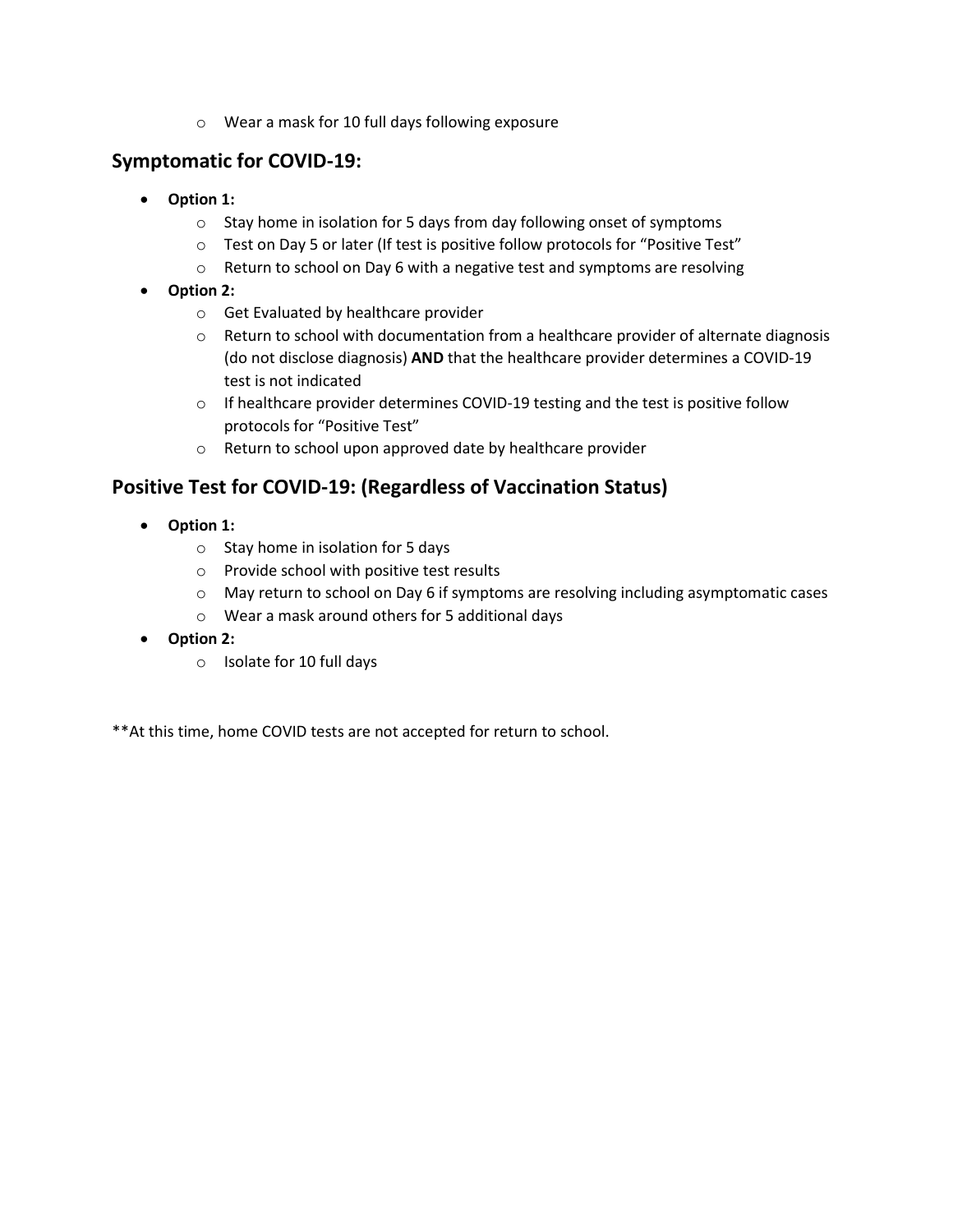- Wear a mask for 10 full days following exposure

## Symptomatic for COVID-19:

- **Option 1:**
  - Stay home in isolation for 5 days from day following onset of symptoms
  - Test on Day 5 or later (If test is positive follow protocols for "Positive Test"
  - Return to school on Day 6 with a negative test and symptoms are resolving
- **Option 2:**
  - Get Evaluated by healthcare provider
  - Return to school with documentation from a healthcare provider of alternate diagnosis (do not disclose diagnosis) **AND** that the healthcare provider determines a COVID-19 test is not indicated
  - If healthcare provider determines COVID-19 testing and the test is positive follow protocols for "Positive Test"
  - Return to school upon approved date by healthcare provider

## Positive Test for COVID-19: (Regardless of Vaccination Status)

- **Option 1:**
  - Stay home in isolation for 5 days
  - Provide school with positive test results
  - May return to school on Day 6 if symptoms are resolving including asymptomatic cases
  - Wear a mask around others for 5 additional days
- **Option 2:**
  - Isolate for 10 full days

**At this time, home COVID tests are not accepted for return to school.